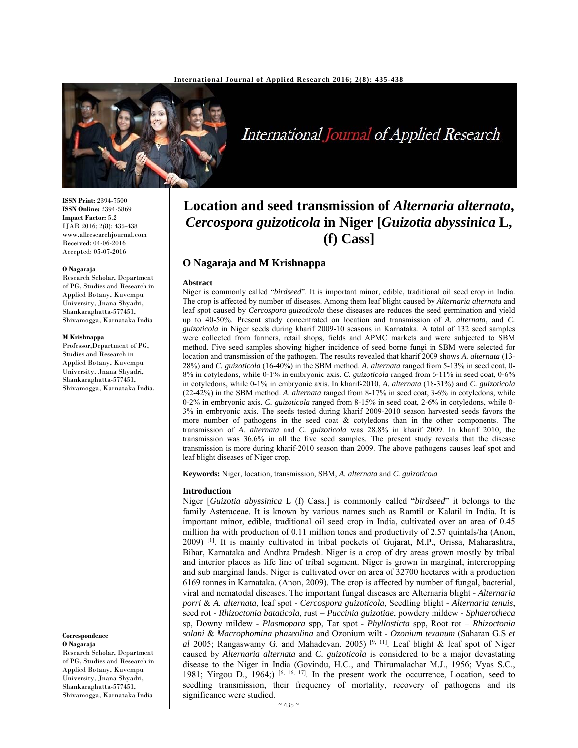**ISSN Print:** 2394-7500
**ISSN Online:** 2394-5869
**Impact Factor:** 5.2
IJAR 2016; 2(8): 435-438
www.allresearchjournal.com
Received: 04-06-2016
Accepted: 05-07-2016

**O Nagaraja**
Research Scholar, Department of PG, Studies and Research in Applied Botany, Kuvempu University, Jnana Shyadri, Shankaraghatta-577451, Shivamogga, Karnataka India

**M Krishnappa**
Professor,Department of PG, Studies and Research in Applied Botany, Kuvempu University, Jnana Shyadri, Shankaraghatta-577451, Shivamogga, Karnataka India.

**Correspondence**
**O Nagaraja**
Research Scholar, Department of PG, Studies and Research in Applied Botany, Kuvempu University, Jnana Shyadri, Shankaraghatta-577451, Shivamogga, Karnataka India

# Location and seed transmission of *Alternaria alternata*, *Cercospora guizoticola* in Niger [*Guizotia abyssinica* L, (f) Cass]

## O Nagaraja and M Krishnappa

### Abstract

Niger is commonly called "*birdseed*". It is important minor, edible, traditional oil seed crop in India. The crop is affected by number of diseases. Among them leaf blight caused by *Alternaria alternata* and leaf spot caused by *Cercospora guizoticola* these diseases are reduces the seed germination and yield up to 40-50%. Present study concentrated on location and transmission of *A. alternata*, and *C. guizoticola* in Niger seeds during kharif 2009-10 seasons in Karnataka. A total of 132 seed samples were collected from farmers, retail shops, fields and APMC markets and were subjected to SBMC method. Five seed samples showing higher incidence of seed borne fungi in SBM were selected for location and transmission of the pathogen. The results revealed that kharif 2009 shows *A. alternata* (13-28%) and *C. guizoticola* (16-40%) in the SBM method. *A. alternata* ranged from 5-13% in seed coat, 0-8% in cotyledons, while 0-1% in embryonic axis. *C. guizoticola* ranged from 6-11% in seed coat, 0-6% in cotyledons, while 0-1% in embryonic axis. In kharif-2010, *A. alternata* (18-31%) and *C. guizoticola* (22-42%) in the SBM method. *A. alternata* ranged from 8-17% in seed coat, 3-6% in cotyledons, while 0-2% in embryonic axis. *C. guizoticola* ranged from 8-15% in seed coat, 2-6% in cotyledons, while 0-3% in embryonic axis. The seeds tested during kharif 2009-2010 season harvested seeds favors the more number of pathogens in the seed coat & cotyledons than in the other components. The transmission of *A. alternata* and *C. guizoticola* was 28.8% in kharif 2009. In kharif 2010, the transmission was 36.6% in all the five seed samples. The present study reveals that the disease transmission is more during kharif-2010 season than 2009. The above pathogens causes leaf spot and leaf blight diseases of Niger crop.

**Keywords:** Niger, location, transmission, SBM, *A. alternata* and *C. guizoticola*

### Introduction

Niger [*Guizotia abyssinica* L (f) Cass.] is commonly called "*birdseed*" it belongs to the family Asteraceae. It is known by various names such as Ramtil or Kalatil in India. It is important minor, edible, traditional oil seed crop in India, cultivated over an area of 0.45 million ha with production of 0.11 million tones and productivity of 2.57 quintals/ha (Anon, 2009) [1]. It is mainly cultivated in tribal pockets of Gujarat, M.P., Orissa, Maharashtra, Bihar, Karnataka and Andhra Pradesh. Niger is a crop of dry areas grown mostly by tribal and interior places as life line of tribal segment. Niger is grown in marginal, intercropping and sub marginal lands. Niger is cultivated over on area of 32700 hectares with a production 6169 tonnes in Karnataka. (Anon, 2009). The crop is affected by number of fungal, bacterial, viral and nematodal diseases. The important fungal diseases are Alternaria blight - *Alternaria porri* & *A. alternata*, leaf spot - *Cercospora guizoticola*, Seedling blight - *Alternaria tenuis*, seed rot - *Rhizoctonia bataticola*, rust – *Puccinia guizotiae*, powdery mildew - *Sphaerotheca* sp, Downy mildew - *Plasmopara* spp, Tar spot - *Phyllosticta* spp, Root rot – *Rhizoctonia solani* & *Macrophomina phaseolina* and Ozonium wilt - *Ozonium texanum* (Saharan G.S *et al* 2005; Rangaswamy G. and Mahadevan. 2005) [9, 11]. Leaf blight & leaf spot of Niger caused by *Alternaria alternata* and *C. guizoticola* is considered to be a major devastating disease to the Niger in India (Govindu, H.C., and Thirumalachar M.J., 1956; Vyas S.C., 1981; Yirgou D., 1964;) [6, 16, 17]. In the present work the occurrence, Location, seed to seedling transmission, their frequency of mortality, recovery of pathogens and its significance were studied.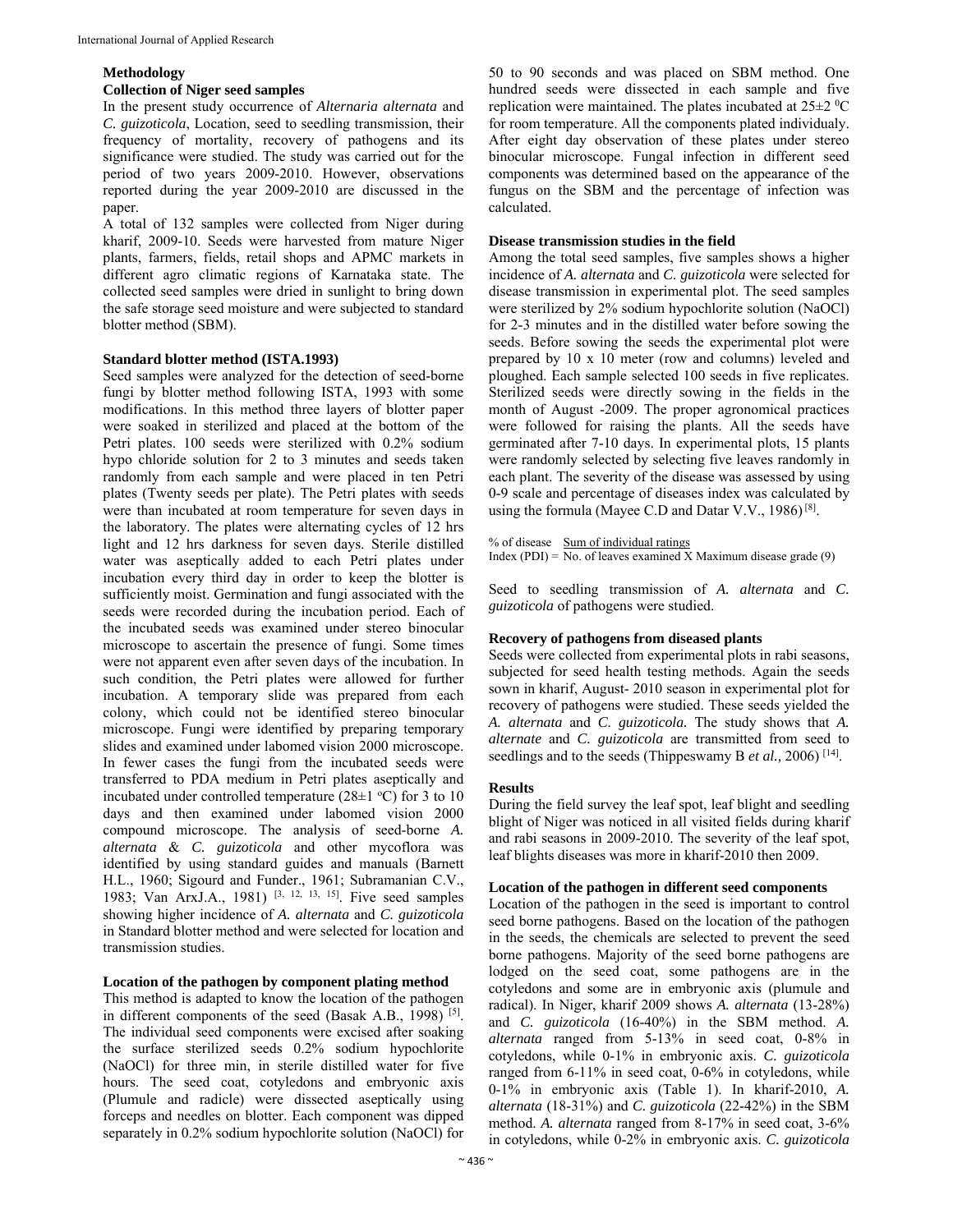## Methodology

### Collection of Niger seed samples

In the present study occurrence of *Alternaria alternata* and *C. guizoticola*, Location, seed to seedling transmission, their frequency of mortality, recovery of pathogens and its significance were studied. The study was carried out for the period of two years 2009-2010. However, observations reported during the year 2009-2010 are discussed in the paper.

A total of 132 samples were collected from Niger during kharif, 2009-10. Seeds were harvested from mature Niger plants, farmers, fields, retail shops and APMC markets in different agro climatic regions of Karnataka state. The collected seed samples were dried in sunlight to bring down the safe storage seed moisture and were subjected to standard blotter method (SBM).

### Standard blotter method (ISTA.1993)

Seed samples were analyzed for the detection of seed-borne fungi by blotter method following ISTA, 1993 with some modifications. In this method three layers of blotter paper were soaked in sterilized and placed at the bottom of the Petri plates. 100 seeds were sterilized with 0.2% sodium hypo chloride solution for 2 to 3 minutes and seeds taken randomly from each sample and were placed in ten Petri plates (Twenty seeds per plate). The Petri plates with seeds were than incubated at room temperature for seven days in the laboratory. The plates were alternating cycles of 12 hrs light and 12 hrs darkness for seven days. Sterile distilled water was aseptically added to each Petri plates under incubation every third day in order to keep the blotter is sufficiently moist. Germination and fungi associated with the seeds were recorded during the incubation period. Each of the incubated seeds was examined under stereo binocular microscope to ascertain the presence of fungi. Some times were not apparent even after seven days of the incubation. In such condition, the Petri plates were allowed for further incubation. A temporary slide was prepared from each colony, which could not be identified stereo binocular microscope. Fungi were identified by preparing temporary slides and examined under labomed vision 2000 microscope. In fewer cases the fungi from the incubated seeds were transferred to PDA medium in Petri plates aseptically and incubated under controlled temperature (28±1 °C) for 3 to 10 days and then examined under labomed vision 2000 compound microscope. The analysis of seed-borne *A. alternata* & *C. guizoticola* and other mycoflora was identified by using standard guides and manuals (Barnett H.L., 1960; Sigourd and Funder., 1961; Subramanian C.V., 1983; Van ArxJ.A., 1981) [3, 12, 13, 15]. Five seed samples showing higher incidence of *A. alternata* and *C. guizoticola* in Standard blotter method and were selected for location and transmission studies.

### Location of the pathogen by component plating method

This method is adapted to know the location of the pathogen in different components of the seed (Basak A.B., 1998) [5]. The individual seed components were excised after soaking the surface sterilized seeds 0.2% sodium hypochlorite (NaOCl) for three min, in sterile distilled water for five hours. The seed coat, cotyledons and embryonic axis (Plumule and radicle) were dissected aseptically using forceps and needles on blotter. Each component was dipped separately in 0.2% sodium hypochlorite solution (NaOCl) for 50 to 90 seconds and was placed on SBM method. One hundred seeds were dissected in each sample and five replication were maintained. The plates incubated at 25±2 °C for room temperature. All the components plated individualy. After eight day observation of these plates under stereo binocular microscope. Fungal infection in different seed components was determined based on the appearance of the fungus on the SBM and the percentage of infection was calculated.

### Disease transmission studies in the field

Among the total seed samples, five samples shows a higher incidence of *A. alternata* and *C. guizoticola* were selected for disease transmission in experimental plot. The seed samples were sterilized by 2% sodium hypochlorite solution (NaOCl) for 2-3 minutes and in the distilled water before sowing the seeds. Before sowing the seeds the experimental plot were prepared by 10 x 10 meter (row and columns) leveled and ploughed. Each sample selected 100 seeds in five replicates. Sterilized seeds were directly sowing in the fields in the month of August -2009. The proper agronomical practices were followed for raising the plants. All the seeds have germinated after 7-10 days. In experimental plots, 15 plants were randomly selected by selecting five leaves randomly in each plant. The severity of the disease was assessed by using 0-9 scale and percentage of diseases index was calculated by using the formula (Mayee C.D and Datar V.V., 1986) [8].

$$\text{\% of disease Index (PDI)} = \frac{\text{Sum of individual ratings}}{\text{No. of leaves examined X Maximum disease grade (9)}}$$

Seed to seedling transmission of *A. alternata* and *C. guizoticola* of pathogens were studied.

### Recovery of pathogens from diseased plants

Seeds were collected from experimental plots in rabi seasons, subjected for seed health testing methods. Again the seeds sown in kharif, August- 2010 season in experimental plot for recovery of pathogens were studied. These seeds yielded the *A. alternata* and *C. guizoticola.* The study shows that *A. alternate* and *C. guizoticola* are transmitted from seed to seedlings and to the seeds (Thippeswamy B *et al.,* 2006) [14].

## Results

During the field survey the leaf spot, leaf blight and seedling blight of Niger was noticed in all visited fields during kharif and rabi seasons in 2009-2010. The severity of the leaf spot, leaf blights diseases was more in kharif-2010 then 2009.

### Location of the pathogen in different seed components

Location of the pathogen in the seed is important to control seed borne pathogens. Based on the location of the pathogen in the seeds, the chemicals are selected to prevent the seed borne pathogens. Majority of the seed borne pathogens are lodged on the seed coat, some pathogens are in the cotyledons and some are in embryonic axis (plumule and radical). In Niger, kharif 2009 shows *A. alternata* (13-28%) and *C. guizoticola* (16-40%) in the SBM method. *A. alternata* ranged from 5-13% in seed coat, 0-8% in cotyledons, while 0-1% in embryonic axis. *C. guizoticola* ranged from 6-11% in seed coat, 0-6% in cotyledons, while 0-1% in embryonic axis (Table 1). In kharif-2010, *A. alternata* (18-31%) and *C. guizoticola* (22-42%) in the SBM method. *A. alternata* ranged from 8-17% in seed coat, 3-6% in cotyledons, while 0-2% in embryonic axis. *C. guizoticola*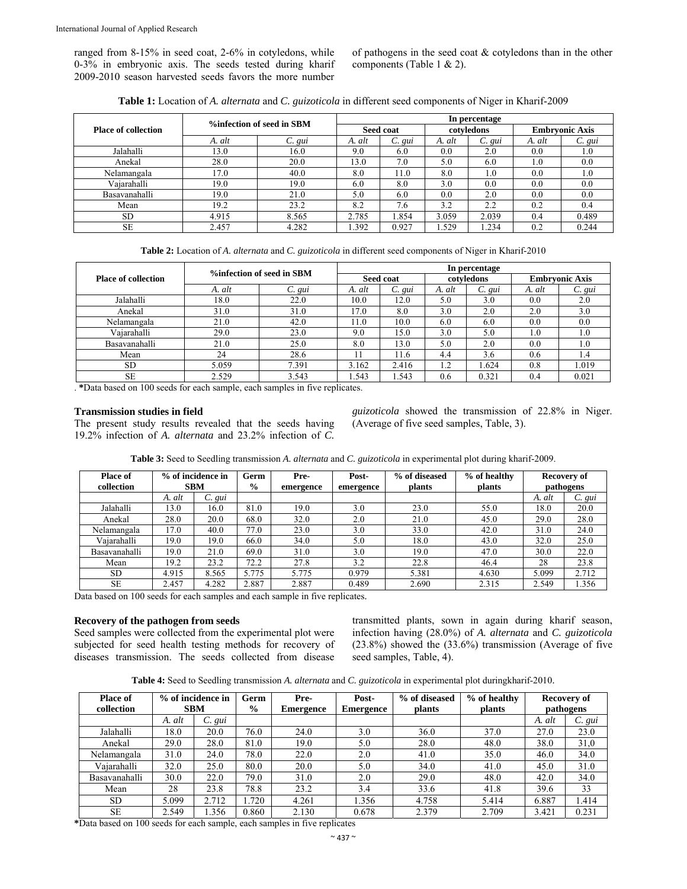ranged from 8-15% in seed coat, 2-6% in cotyledons, while 0-3% in embryonic axis. The seeds tested during kharif 2009-2010 season harvested seeds favors the more number of pathogens in the seed coat & cotyledons than in the other components (Table 1 & 2).

**Table 1:** Location of *A. alternata* and *C. guizoticola* in different seed components of Niger in Kharif-2009

| Place of collection | %infection of seed in SBM | | In percentage | | | | | |
|---|---|---|---|---|---|---|---|---|
| | | | Seed coat | | cotyledons | | Embryonic Axis | |
| | *A. alt* | *C. gui* | *A. alt* | *C. gui* | *A. alt* | *C. gui* | *A. alt* | *C. gui* |
| Jalahalli | 13.0 | 16.0 | 9.0 | 6.0 | 0.0 | 2.0 | 0.0 | 1.0 |
| Anekal | 28.0 | 20.0 | 13.0 | 7.0 | 5.0 | 6.0 | 1.0 | 0.0 |
| Nelamangala | 17.0 | 40.0 | 8.0 | 11.0 | 8.0 | 1.0 | 0.0 | 1.0 |
| Vajarahalli | 19.0 | 19.0 | 6.0 | 8.0 | 3.0 | 0.0 | 0.0 | 0.0 |
| Basavanahalli | 19.0 | 21.0 | 5.0 | 6.0 | 0.0 | 2.0 | 0.0 | 0.0 |
| Mean | 19.2 | 23.2 | 8.2 | 7.6 | 3.2 | 2.2 | 0.2 | 0.4 |
| SD | 4.915 | 8.565 | 2.785 | 1.854 | 3.059 | 2.039 | 0.4 | 0.489 |
| SE | 2.457 | 4.282 | 1.392 | 0.927 | 1.529 | 1.234 | 0.2 | 0.244 |

**Table 2:** Location of *A. alternata* and *C. guizoticola* in different seed components of Niger in Kharif-2010

| Place of collection | %infection of seed in SBM | | In percentage | | | | | |
|---|---|---|---|---|---|---|---|---|
| | | | Seed coat | | cotyledons | | Embryonic Axis | |
| | *A. alt* | *C. gui* | *A. alt* | *C. gui* | *A. alt* | *C. gui* | *A. alt* | *C. gui* |
| Jalahalli | 18.0 | 22.0 | 10.0 | 12.0 | 5.0 | 3.0 | 0.0 | 2.0 |
| Anekal | 31.0 | 31.0 | 17.0 | 8.0 | 3.0 | 2.0 | 2.0 | 3.0 |
| Nelamangala | 21.0 | 42.0 | 11.0 | 10.0 | 6.0 | 6.0 | 0.0 | 0.0 |
| Vajarahalli | 29.0 | 23.0 | 9.0 | 15.0 | 3.0 | 5.0 | 1.0 | 1.0 |
| Basavanahalli | 21.0 | 25.0 | 8.0 | 13.0 | 5.0 | 2.0 | 0.0 | 1.0 |
| Mean | 24 | 28.6 | 11 | 11.6 | 4.4 | 3.6 | 0.6 | 1.4 |
| SD | 5.059 | 7.391 | 3.162 | 2.416 | 1.2 | 1.624 | 0.8 | 1.019 |
| SE | 2.529 | 3.543 | 1.543 | 1.543 | 0.6 | 0.321 | 0.4 | 0.021 |

. *Data based on 100 seeds for each sample, each samples in five replicates.

### Transmission studies in field

The present study results revealed that the seeds having 19.2% infection of *A. alternata* and 23.2% infection of *C. guizoticola* showed the transmission of 22.8% in Niger. (Average of five seed samples, Table, 3).

**Table 3:** Seed to Seedling transmission *A. alternata* and *C. guizoticola* in experimental plot during kharif-2009.

| Place of collection | % of incidence in SBM | | Germ % | Pre-emergence | Post-emergence | % of diseased plants | % of healthy plants | Recovery of pathogens | |
|---|---|---|---|---|---|---|---|---|---|
| | *A. alt* | *C. gui* | | | | | | *A. alt* | *C. gui* |
| Jalahalli | 13.0 | 16.0 | 81.0 | 19.0 | 3.0 | 23.0 | 55.0 | 18.0 | 20.0 |
| Anekal | 28.0 | 20.0 | 68.0 | 32.0 | 2.0 | 21.0 | 45.0 | 29.0 | 28.0 |
| Nelamangala | 17.0 | 40.0 | 77.0 | 23.0 | 3.0 | 33.0 | 42.0 | 31.0 | 24.0 |
| Vajarahalli | 19.0 | 19.0 | 66.0 | 34.0 | 5.0 | 18.0 | 43.0 | 32.0 | 25.0 |
| Basavanahalli | 19.0 | 21.0 | 69.0 | 31.0 | 3.0 | 19.0 | 47.0 | 30.0 | 22.0 |
| Mean | 19.2 | 23.2 | 72.2 | 27.8 | 3.2 | 22.8 | 46.4 | 28 | 23.8 |
| SD | 4.915 | 8.565 | 5.775 | 5.775 | 0.979 | 5.381 | 4.630 | 5.099 | 2.712 |
| SE | 2.457 | 4.282 | 2.887 | 2.887 | 0.489 | 2.690 | 2.315 | 2.549 | 1.356 |

Data based on 100 seeds for each samples and each sample in five replicates.

### Recovery of the pathogen from seeds

Seed samples were collected from the experimental plot were subjected for seed health testing methods for recovery of diseases transmission. The seeds collected from disease transmitted plants, sown in again during kharif season, infection having (28.0%) of *A. alternata* and *C. guizoticola* (23.8%) showed the (33.6%) transmission (Average of five seed samples, Table, 4).

**Table 4:** Seed to Seedling transmission *A. alternata* and *C. guizoticola* in experimental plot duringkharif-2010.

| Place of collection | % of incidence in SBM | | Germ % | Pre-Emergence | Post-Emergence | % of diseased plants | % of healthy plants | Recovery of pathogens | |
|---|---|---|---|---|---|---|---|---|---|
| | *A. alt* | *C. gui* | | | | | | *A. alt* | *C. gui* |
| Jalahalli | 18.0 | 20.0 | 76.0 | 24.0 | 3.0 | 36.0 | 37.0 | 27.0 | 23.0 |
| Anekal | 29.0 | 28.0 | 81.0 | 19.0 | 5.0 | 28.0 | 48.0 | 38.0 | 31,0 |
| Nelamangala | 31.0 | 24.0 | 78.0 | 22.0 | 2.0 | 41.0 | 35.0 | 46.0 | 34.0 |
| Vajarahalli | 32.0 | 25.0 | 80.0 | 20.0 | 5.0 | 34.0 | 41.0 | 45.0 | 31.0 |
| Basavanahalli | 30.0 | 22.0 | 79.0 | 31.0 | 2.0 | 29.0 | 48.0 | 42.0 | 34.0 |
| Mean | 28 | 23.8 | 78.8 | 23.2 | 3.4 | 33.6 | 41.8 | 39.6 | 33 |
| SD | 5.099 | 2.712 | 1.720 | 4.261 | 1.356 | 4.758 | 5.414 | 6.887 | 1.414 |
| SE | 2.549 | 1.356 | 0.860 | 2.130 | 0.678 | 2.379 | 2.709 | 3.421 | 0.231 |

*Data based on 100 seeds for each sample, each samples in five replicates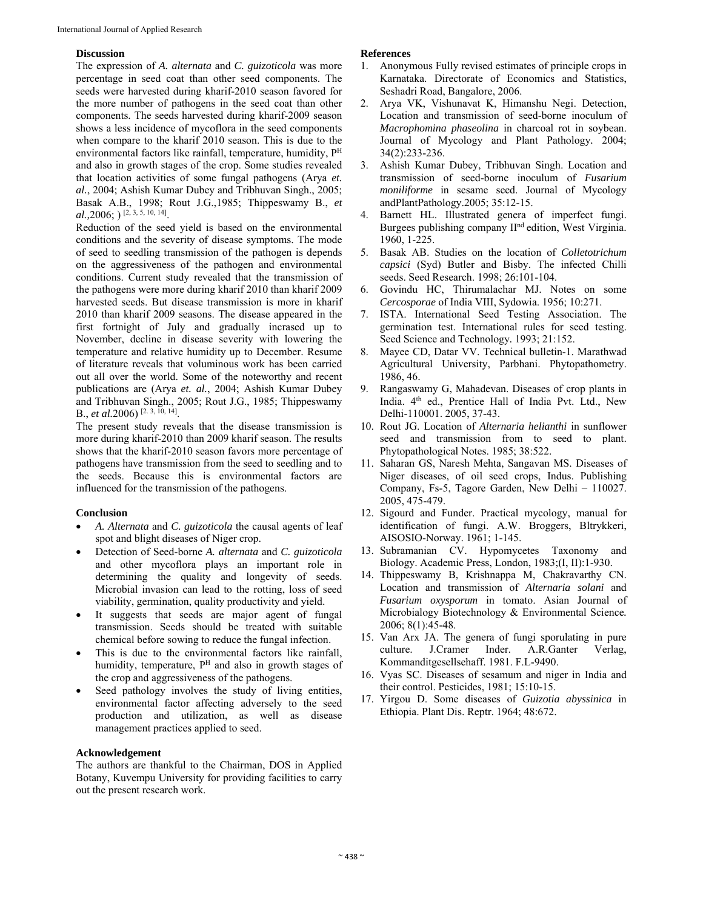## Discussion

The expression of *A. alternata* and *C. guizoticola* was more percentage in seed coat than other seed components. The seeds were harvested during kharif-2010 season favored for the more number of pathogens in the seed coat than other components. The seeds harvested during kharif-2009 season shows a less incidence of mycoflora in the seed components when compare to the kharif 2010 season. This is due to the environmental factors like rainfall, temperature, humidity, P$^H$ and also in growth stages of the crop. Some studies revealed that location activities of some fungal pathogens (Arya *et. al.*, 2004; Ashish Kumar Dubey and Tribhuvan Singh., 2005; Basak A.B., 1998; Rout J.G.,1985; Thippeswamy B., *et al.*,2006; ) [2, 3, 5, 10, 14].

Reduction of the seed yield is based on the environmental conditions and the severity of disease symptoms. The mode of seed to seedling transmission of the pathogen is depends on the aggressiveness of the pathogen and environmental conditions. Current study revealed that the transmission of the pathogens were more during kharif 2010 than kharif 2009 harvested seeds. But disease transmission is more in kharif 2010 than kharif 2009 seasons. The disease appeared in the first fortnight of July and gradually incrased up to November, decline in disease severity with lowering the temperature and relative humidity up to December. Resume of literature reveals that voluminous work has been carried out all over the world. Some of the noteworthy and recent publications are (Arya *et. al.*, 2004; Ashish Kumar Dubey and Tribhuvan Singh., 2005; Rout J.G., 1985; Thippeswamy B., *et al.*2006) [2. 3, 10, 14].

The present study reveals that the disease transmission is more during kharif-2010 than 2009 kharif season. The results shows that the kharif-2010 season favors more percentage of pathogens have transmission from the seed to seedling and to the seeds. Because this is environmental factors are influenced for the transmission of the pathogens.

## Conclusion

- *A. Alternata* and *C. guizoticola* the causal agents of leaf spot and blight diseases of Niger crop.
- Detection of Seed-borne *A. alternata* and *C. guizoticola* and other mycoflora plays an important role in determining the quality and longevity of seeds. Microbial invasion can lead to the rotting, loss of seed viability, germination, quality productivity and yield.
- It suggests that seeds are major agent of fungal transmission. Seeds should be treated with suitable chemical before sowing to reduce the fungal infection.
- This is due to the environmental factors like rainfall, humidity, temperature, P$^H$ and also in growth stages of the crop and aggressiveness of the pathogens.
- Seed pathology involves the study of living entities, environmental factor affecting adversely to the seed production and utilization, as well as disease management practices applied to seed.

## Acknowledgement

The authors are thankful to the Chairman, DOS in Applied Botany, Kuvempu University for providing facilities to carry out the present research work.

## References

1. Anonymous Fully revised estimates of principle crops in Karnataka. Directorate of Economics and Statistics, Seshadri Road, Bangalore, 2006.
2. Arya VK, Vishunavat K, Himanshu Negi. Detection, Location and transmission of seed-borne inoculum of *Macrophomina phaseolina* in charcoal rot in soybean. Journal of Mycology and Plant Pathology. 2004; 34(2):233-236.
3. Ashish Kumar Dubey, Tribhuvan Singh. Location and transmission of seed-borne inoculum of *Fusarium moniliforme* in sesame seed. Journal of Mycology andPlantPathology.2005; 35:12-15.
4. Barnett HL. Illustrated genera of imperfect fungi. Burgees publishing company II$^{nd}$ edition, West Virginia. 1960, 1-225.
5. Basak AB. Studies on the location of *Colletotrichum capsici* (Syd) Butler and Bisby. The infected Chilli seeds. Seed Research. 1998; 26:101-104.
6. Govindu HC, Thirumalachar MJ. Notes on some *Cercosporae* of India VIII, Sydowia. 1956; 10:271.
7. ISTA. International Seed Testing Association. The germination test. International rules for seed testing. Seed Science and Technology. 1993; 21:152.
8. Mayee CD, Datar VV. Technical bulletin-1. Marathwad Agricultural University, Parbhani. Phytopathometry. 1986, 46.
9. Rangaswamy G, Mahadevan. Diseases of crop plants in India. 4$^{th}$ ed., Prentice Hall of India Pvt. Ltd., New Delhi-110001. 2005, 37-43.
10. Rout JG. Location of *Alternaria helianthi* in sunflower seed and transmission from to seed to plant. Phytopathological Notes. 1985; 38:522.
11. Saharan GS, Naresh Mehta, Sangavan MS. Diseases of Niger diseases, of oil seed crops, Indus. Publishing Company, Fs-5, Tagore Garden, New Delhi – 110027. 2005, 475-479.
12. Sigourd and Funder. Practical mycology, manual for identification of fungi. A.W. Broggers, Bltrykkeri, AISOSIO-Norway. 1961; 1-145.
13. Subramanian CV. Hypomycetes Taxonomy and Biology. Academic Press, London, 1983;(I, II):1-930.
14. Thippeswamy B, Krishnappa M, Chakravarthy CN. Location and transmission of *Alternaria solani* and *Fusarium oxysporum* in tomato. Asian Journal of Microbialogy Biotechnology & Environmental Science. 2006; 8(1):45-48.
15. Van Arx JA. The genera of fungi sporulating in pure culture. J.Cramer Inder. A.R.Ganter Verlag, Kommanditgesellsehaff. 1981. F.L-9490.
16. Vyas SC. Diseases of sesamum and niger in India and their control. Pesticides, 1981; 15:10-15.
17. Yirgou D. Some diseases of *Guizotia abyssinica* in Ethiopia. Plant Dis. Reptr. 1964; 48:672.